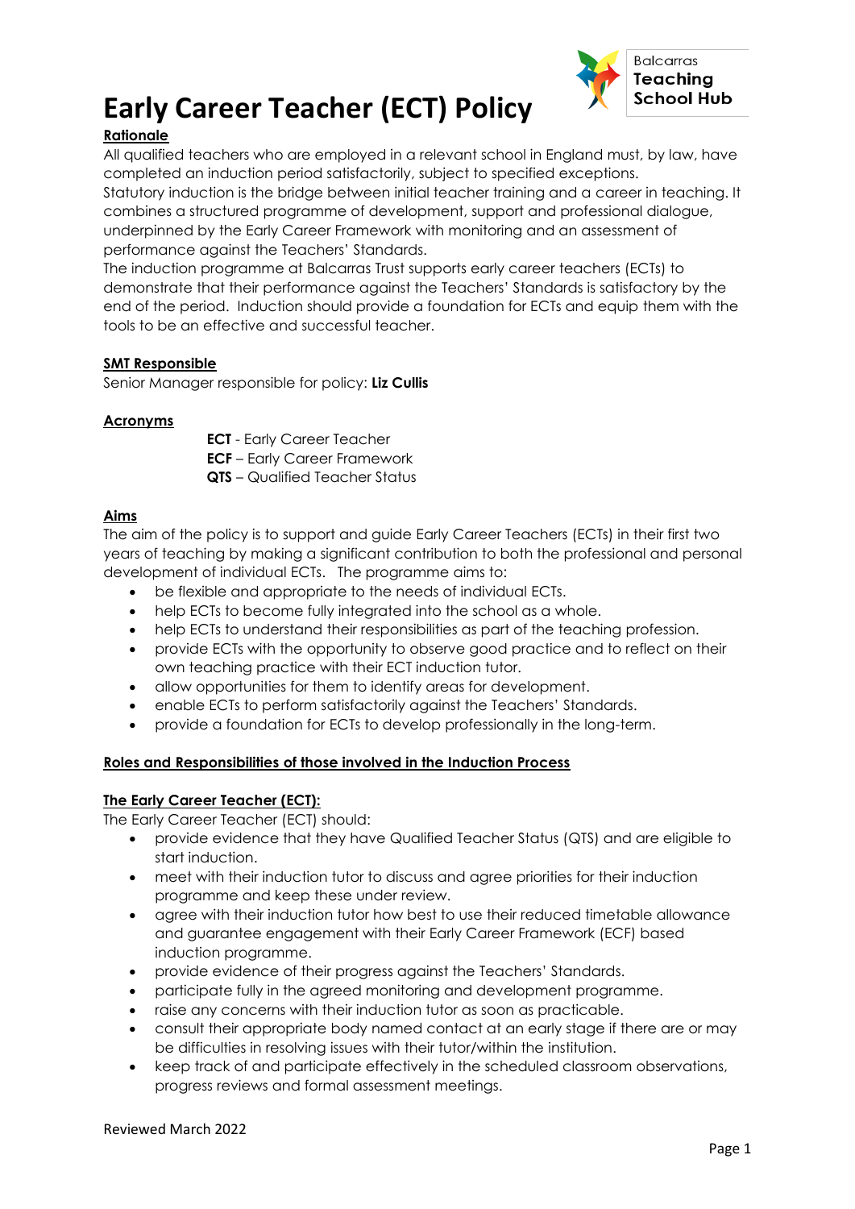# Early Career Teacher (ECT) Policy

Balcarras **Teaching School Hub**

## Rationale

All qualified teachers who are employed in a relevant school in England must, by law, have completed an induction period satisfactorily, subject to specified exceptions.

Statutory induction is the bridge between initial teacher training and a career in teaching. It combines a structured programme of development, support and professional dialogue, underpinned by the Early Career Framework with monitoring and an assessment of performance against the Teachers' Standards.

The induction programme at Balcarras Trust supports early career teachers (ECTs) to demonstrate that their performance against the Teachers' Standards is satisfactory by the end of the period. Induction should provide a foundation for ECTs and equip them with the tools to be an effective and successful teacher.

## SMT Responsible

Senior Manager responsible for policy: **Liz Cullis**

## Acronyms

**ECT** - Early Career Teacher
**ECF** – Early Career Framework
**QTS** – Qualified Teacher Status

## Aims

The aim of the policy is to support and guide Early Career Teachers (ECTs) in their first two years of teaching by making a significant contribution to both the professional and personal development of individual ECTs. The programme aims to:

- be flexible and appropriate to the needs of individual ECTs.
- help ECTs to become fully integrated into the school as a whole.
- help ECTs to understand their responsibilities as part of the teaching profession.
- provide ECTs with the opportunity to observe good practice and to reflect on their own teaching practice with their ECT induction tutor.
- allow opportunities for them to identify areas for development.
- enable ECTs to perform satisfactorily against the Teachers' Standards.
- provide a foundation for ECTs to develop professionally in the long-term.

## Roles and Responsibilities of those involved in the Induction Process

### The Early Career Teacher (ECT):

The Early Career Teacher (ECT) should:

- provide evidence that they have Qualified Teacher Status (QTS) and are eligible to start induction.
- meet with their induction tutor to discuss and agree priorities for their induction programme and keep these under review.
- agree with their induction tutor how best to use their reduced timetable allowance and guarantee engagement with their Early Career Framework (ECF) based induction programme.
- provide evidence of their progress against the Teachers' Standards.
- participate fully in the agreed monitoring and development programme.
- raise any concerns with their induction tutor as soon as practicable.
- consult their appropriate body named contact at an early stage if there are or may be difficulties in resolving issues with their tutor/within the institution.
- keep track of and participate effectively in the scheduled classroom observations, progress reviews and formal assessment meetings.

Reviewed March 2022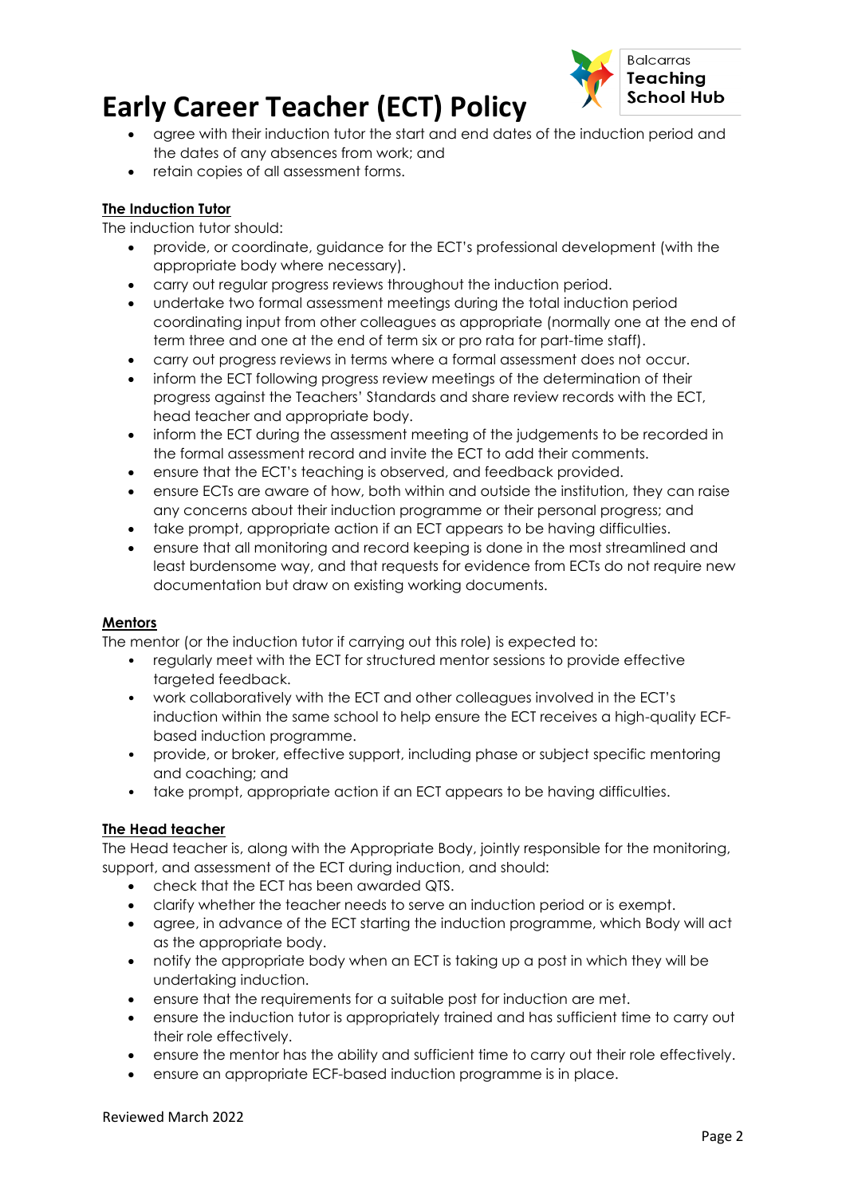- agree with their induction tutor the start and end dates of the induction period and the dates of any absences from work; and
- retain copies of all assessment forms.

**The Induction Tutor**

The induction tutor should:

- provide, or coordinate, guidance for the ECT's professional development (with the appropriate body where necessary).
- carry out regular progress reviews throughout the induction period.
- undertake two formal assessment meetings during the total induction period coordinating input from other colleagues as appropriate (normally one at the end of term three and one at the end of term six or pro rata for part-time staff).
- carry out progress reviews in terms where a formal assessment does not occur.
- inform the ECT following progress review meetings of the determination of their progress against the Teachers' Standards and share review records with the ECT, head teacher and appropriate body.
- inform the ECT during the assessment meeting of the judgements to be recorded in the formal assessment record and invite the ECT to add their comments.
- ensure that the ECT's teaching is observed, and feedback provided.
- ensure ECTs are aware of how, both within and outside the institution, they can raise any concerns about their induction programme or their personal progress; and
- take prompt, appropriate action if an ECT appears to be having difficulties.
- ensure that all monitoring and record keeping is done in the most streamlined and least burdensome way, and that requests for evidence from ECTs do not require new documentation but draw on existing working documents.

**Mentors**

The mentor (or the induction tutor if carrying out this role) is expected to:

- regularly meet with the ECT for structured mentor sessions to provide effective targeted feedback.
- work collaboratively with the ECT and other colleagues involved in the ECT's induction within the same school to help ensure the ECT receives a high-quality ECF-based induction programme.
- provide, or broker, effective support, including phase or subject specific mentoring and coaching; and
- take prompt, appropriate action if an ECT appears to be having difficulties.

**The Head teacher**

The Head teacher is, along with the Appropriate Body, jointly responsible for the monitoring, support, and assessment of the ECT during induction, and should:

- check that the ECT has been awarded QTS.
- clarify whether the teacher needs to serve an induction period or is exempt.
- agree, in advance of the ECT starting the induction programme, which Body will act as the appropriate body.
- notify the appropriate body when an ECT is taking up a post in which they will be undertaking induction.
- ensure that the requirements for a suitable post for induction are met.
- ensure the induction tutor is appropriately trained and has sufficient time to carry out their role effectively.
- ensure the mentor has the ability and sufficient time to carry out their role effectively.
- ensure an appropriate ECF-based induction programme is in place.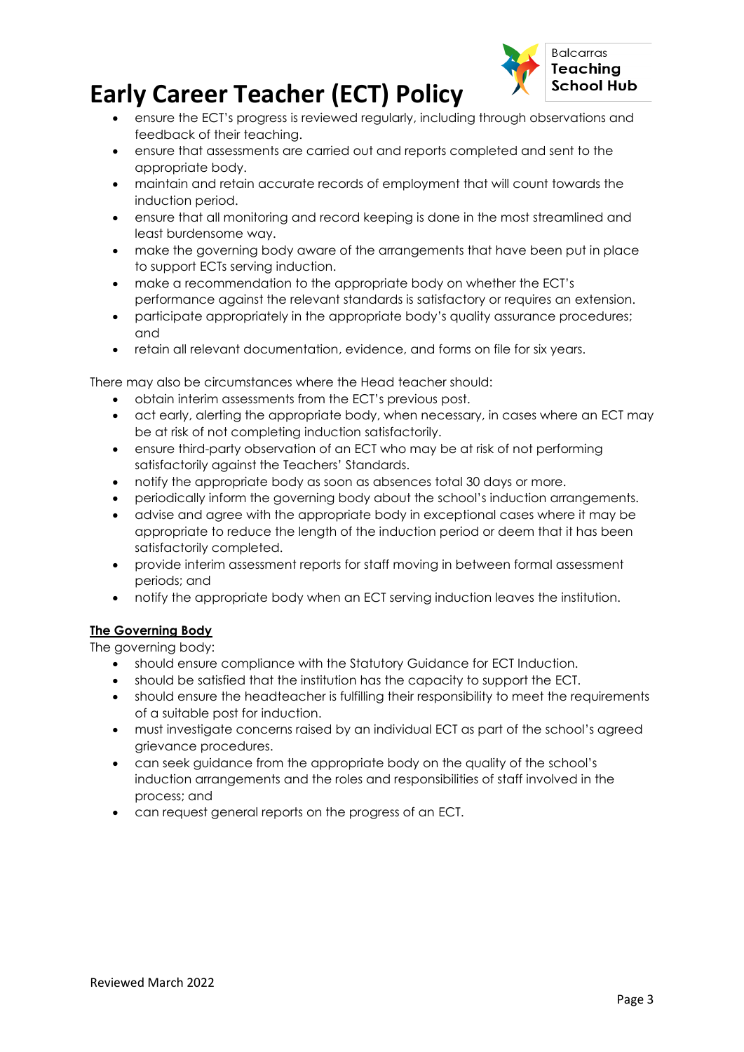- ensure the ECT's progress is reviewed regularly, including through observations and feedback of their teaching.
- ensure that assessments are carried out and reports completed and sent to the appropriate body.
- maintain and retain accurate records of employment that will count towards the induction period.
- ensure that all monitoring and record keeping is done in the most streamlined and least burdensome way.
- make the governing body aware of the arrangements that have been put in place to support ECTs serving induction.
- make a recommendation to the appropriate body on whether the ECT's performance against the relevant standards is satisfactory or requires an extension.
- participate appropriately in the appropriate body's quality assurance procedures; and
- retain all relevant documentation, evidence, and forms on file for six years.

There may also be circumstances where the Head teacher should:

- obtain interim assessments from the ECT's previous post.
- act early, alerting the appropriate body, when necessary, in cases where an ECT may be at risk of not completing induction satisfactorily.
- ensure third-party observation of an ECT who may be at risk of not performing satisfactorily against the Teachers' Standards.
- notify the appropriate body as soon as absences total 30 days or more.
- periodically inform the governing body about the school's induction arrangements.
- advise and agree with the appropriate body in exceptional cases where it may be appropriate to reduce the length of the induction period or deem that it has been satisfactorily completed.
- provide interim assessment reports for staff moving in between formal assessment periods; and
- notify the appropriate body when an ECT serving induction leaves the institution.

**The Governing Body**

The governing body:

- should ensure compliance with the Statutory Guidance for ECT Induction.
- should be satisfied that the institution has the capacity to support the ECT.
- should ensure the headteacher is fulfilling their responsibility to meet the requirements of a suitable post for induction.
- must investigate concerns raised by an individual ECT as part of the school's agreed grievance procedures.
- can seek guidance from the appropriate body on the quality of the school's induction arrangements and the roles and responsibilities of staff involved in the process; and
- can request general reports on the progress of an ECT.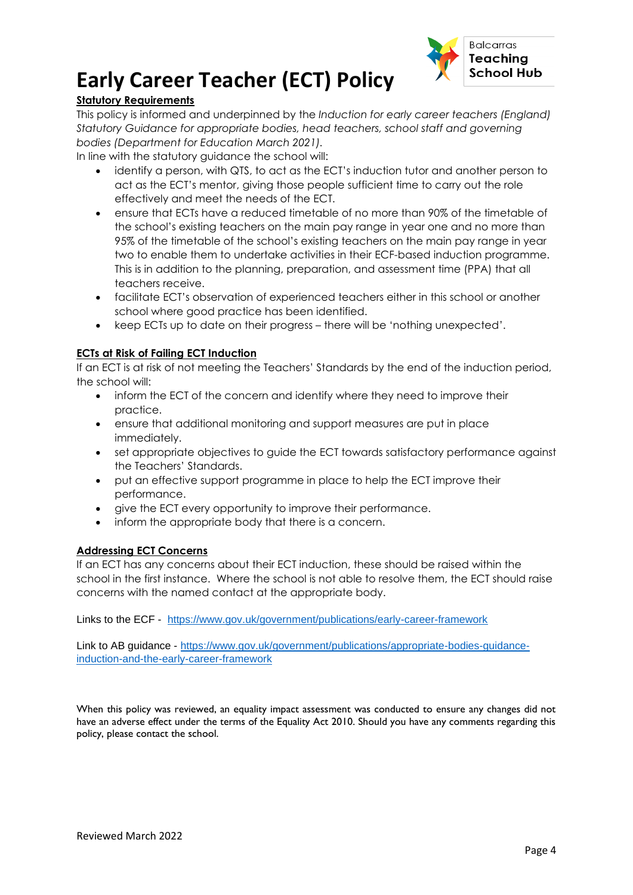# Early Career Teacher (ECT) Policy

Balcarras **Teaching School Hub**

**Statutory Requirements**

This policy is informed and underpinned by the *Induction for early career teachers (England) Statutory Guidance for appropriate bodies, head teachers, school staff and governing bodies (Department for Education March 2021).*

In line with the statutory guidance the school will:

- identify a person, with QTS, to act as the ECT's induction tutor and another person to act as the ECT's mentor, giving those people sufficient time to carry out the role effectively and meet the needs of the ECT.
- ensure that ECTs have a reduced timetable of no more than 90% of the timetable of the school's existing teachers on the main pay range in year one and no more than 95% of the timetable of the school's existing teachers on the main pay range in year two to enable them to undertake activities in their ECF-based induction programme. This is in addition to the planning, preparation, and assessment time (PPA) that all teachers receive.
- facilitate ECT's observation of experienced teachers either in this school or another school where good practice has been identified.
- keep ECTs up to date on their progress – there will be 'nothing unexpected'.

**ECTs at Risk of Failing ECT Induction**

If an ECT is at risk of not meeting the Teachers' Standards by the end of the induction period, the school will:

- inform the ECT of the concern and identify where they need to improve their practice.
- ensure that additional monitoring and support measures are put in place immediately.
- set appropriate objectives to guide the ECT towards satisfactory performance against the Teachers' Standards.
- put an effective support programme in place to help the ECT improve their performance.
- give the ECT every opportunity to improve their performance.
- inform the appropriate body that there is a concern.

**Addressing ECT Concerns**

If an ECT has any concerns about their ECT induction, these should be raised within the school in the first instance. Where the school is not able to resolve them, the ECT should raise concerns with the named contact at the appropriate body.

Links to the ECF - https://www.gov.uk/government/publications/early-career-framework

Link to AB guidance - https://www.gov.uk/government/publications/appropriate-bodies-guidance-induction-and-the-early-career-framework

When this policy was reviewed, an equality impact assessment was conducted to ensure any changes did not have an adverse effect under the terms of the Equality Act 2010. Should you have any comments regarding this policy, please contact the school.

Reviewed March 2022